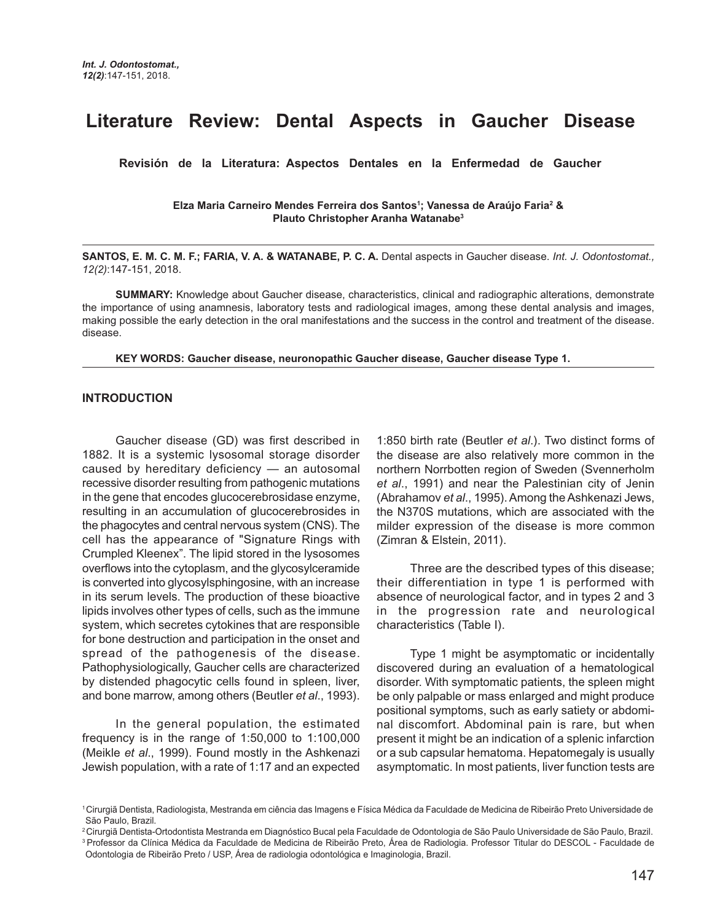# Literature Review: Dental Aspects in Gaucher Disease

**Revisión de la Literatura: Aspectos Dentales en la Enfermedad de Gaucher**

**Elza Maria Carneiro Mendes Ferreira dos Santos[1]; Vanessa de Araújo Faria[2] & Plauto Christopher Aranha Watanabe[3]**

---

**SANTOS, E. M. C. M. F.; FARIA, V. A. & WATANABE, P. C. A.** Dental aspects in Gaucher disease. *Int. J. Odontostomat., 12(2)*:147-151, 2018.

**SUMMARY:** Knowledge about Gaucher disease, characteristics, clinical and radiographic alterations, demonstrate the importance of using anamnesis, laboratory tests and radiological images, among these dental analysis and images, making possible the early detection in the oral manifestations and the success in the control and treatment of the disease. disease.

**KEY WORDS: Gaucher disease, neuronopathic Gaucher disease, Gaucher disease Type 1.**

---

## INTRODUCTION

Gaucher disease (GD) was first described in 1882. It is a systemic lysosomal storage disorder caused by hereditary deficiency — an autosomal recessive disorder resulting from pathogenic mutations in the gene that encodes glucocerebrosidase enzyme, resulting in an accumulation of glucocerebrosides in the phagocytes and central nervous system (CNS). The cell has the appearance of "Signature Rings with Crumpled Kleenex". The lipid stored in the lysosomes overflows into the cytoplasm, and the glycosylceramide is converted into glycosylsphingosine, with an increase in its serum levels. The production of these bioactive lipids involves other types of cells, such as the immune system, which secretes cytokines that are responsible for bone destruction and participation in the onset and spread of the pathogenesis of the disease. Pathophysiologically, Gaucher cells are characterized by distended phagocytic cells found in spleen, liver, and bone marrow, among others (Beutler *et al*., 1993).

In the general population, the estimated frequency is in the range of 1:50,000 to 1:100,000 (Meikle *et al*., 1999). Found mostly in the Ashkenazi Jewish population, with a rate of 1:17 and an expected 1:850 birth rate (Beutler *et al*.). Two distinct forms of the disease are also relatively more common in the northern Norrbotten region of Sweden (Svennerholm *et al*., 1991) and near the Palestinian city of Jenin (Abrahamov *et al*., 1995). Among the Ashkenazi Jews, the N370S mutations, which are associated with the milder expression of the disease is more common (Zimran & Elstein, 2011).

Three are the described types of this disease; their differentiation in type 1 is performed with absence of neurological factor, and in types 2 and 3 in the progression rate and neurological characteristics (Table I).

Type 1 might be asymptomatic or incidentally discovered during an evaluation of a hematological disorder. With symptomatic patients, the spleen might be only palpable or mass enlarged and might produce positional symptoms, such as early satiety or abdominal discomfort. Abdominal pain is rare, but when present it might be an indication of a splenic infarction or a sub capsular hematoma. Hepatomegaly is usually asymptomatic. In most patients, liver function tests are

---

[1] Cirurgiã Dentista, Radiologista, Mestranda em ciência das Imagens e Física Médica da Faculdade de Medicina de Ribeirão Preto Universidade de São Paulo, Brazil.

[2] Cirurgiã Dentista-Ortodontista Mestranda em Diagnóstico Bucal pela Faculdade de Odontologia de São Paulo Universidade de São Paulo, Brazil.

[3] Professor da Clínica Médica da Faculdade de Medicina de Ribeirão Preto, Área de Radiologia. Professor Titular do DESCOL - Faculdade de Odontologia de Ribeirão Preto / USP, Área de radiologia odontológica e Imaginologia, Brazil.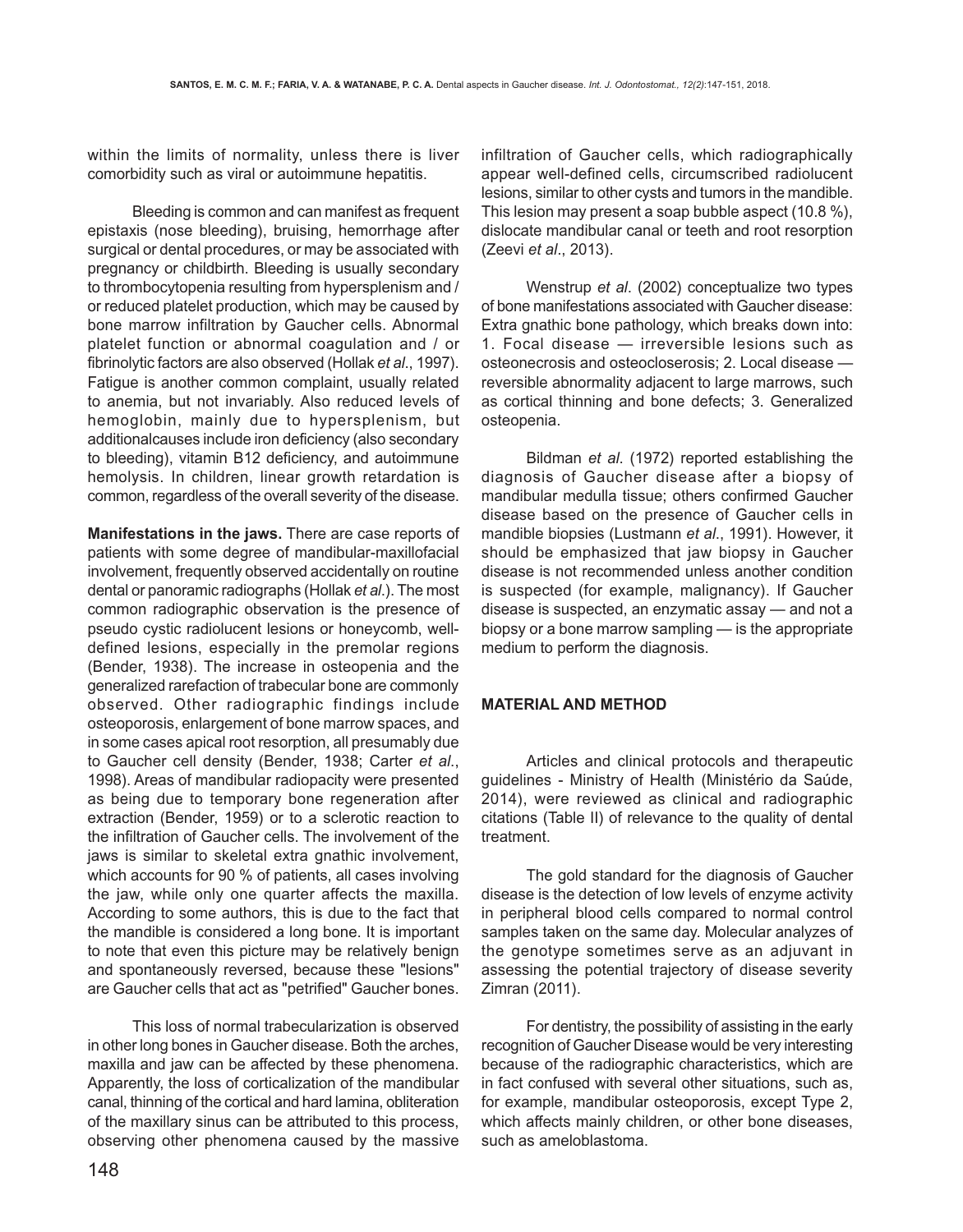within the limits of normality, unless there is liver comorbidity such as viral or autoimmune hepatitis.

Bleeding is common and can manifest as frequent epistaxis (nose bleeding), bruising, hemorrhage after surgical or dental procedures, or may be associated with pregnancy or childbirth. Bleeding is usually secondary to thrombocytopenia resulting from hypersplenism and / or reduced platelet production, which may be caused by bone marrow infiltration by Gaucher cells. Abnormal platelet function or abnormal coagulation and / or fibrinolytic factors are also observed (Hollak *et al*., 1997). Fatigue is another common complaint, usually related to anemia, but not invariably. Also reduced levels of hemoglobin, mainly due to hypersplenism, but additionalcauses include iron deficiency (also secondary to bleeding), vitamin B12 deficiency, and autoimmune hemolysis. In children, linear growth retardation is common, regardless of the overall severity of the disease.

**Manifestations in the jaws.** There are case reports of patients with some degree of mandibular-maxillofacial involvement, frequently observed accidentally on routine dental or panoramic radiographs (Hollak *et al*.). The most common radiographic observation is the presence of pseudo cystic radiolucent lesions or honeycomb, well-defined lesions, especially in the premolar regions (Bender, 1938). The increase in osteopenia and the generalized rarefaction of trabecular bone are commonly observed. Other radiographic findings include osteoporosis, enlargement of bone marrow spaces, and in some cases apical root resorption, all presumably due to Gaucher cell density (Bender, 1938; Carter *et al*., 1998). Areas of mandibular radiopacity were presented as being due to temporary bone regeneration after extraction (Bender, 1959) or to a sclerotic reaction to the infiltration of Gaucher cells. The involvement of the jaws is similar to skeletal extra gnathic involvement, which accounts for 90 % of patients, all cases involving the jaw, while only one quarter affects the maxilla. According to some authors, this is due to the fact that the mandible is considered a long bone. It is important to note that even this picture may be relatively benign and spontaneously reversed, because these "lesions" are Gaucher cells that act as "petrified" Gaucher bones.

This loss of normal trabecularization is observed in other long bones in Gaucher disease. Both the arches, maxilla and jaw can be affected by these phenomena. Apparently, the loss of corticalization of the mandibular canal, thinning of the cortical and hard lamina, obliteration of the maxillary sinus can be attributed to this process, observing other phenomena caused by the massive infiltration of Gaucher cells, which radiographically appear well-defined cells, circumscribed radiolucent lesions, similar to other cysts and tumors in the mandible. This lesion may present a soap bubble aspect (10.8 %), dislocate mandibular canal or teeth and root resorption (Zeevi *et al*., 2013).

Wenstrup *et al*. (2002) conceptualize two types of bone manifestations associated with Gaucher disease: Extra gnathic bone pathology, which breaks down into: 1. Focal disease — irreversible lesions such as osteonecrosis and osteocloserosis; 2. Local disease — reversible abnormality adjacent to large marrows, such as cortical thinning and bone defects; 3. Generalized osteopenia.

Bildman *et al*. (1972) reported establishing the diagnosis of Gaucher disease after a biopsy of mandibular medulla tissue; others confirmed Gaucher disease based on the presence of Gaucher cells in mandible biopsies (Lustmann *et al*., 1991). However, it should be emphasized that jaw biopsy in Gaucher disease is not recommended unless another condition is suspected (for example, malignancy). If Gaucher disease is suspected, an enzymatic assay — and not a biopsy or a bone marrow sampling — is the appropriate medium to perform the diagnosis.

## MATERIAL AND METHOD

Articles and clinical protocols and therapeutic guidelines - Ministry of Health (Ministério da Saúde, 2014), were reviewed as clinical and radiographic citations (Table II) of relevance to the quality of dental treatment.

The gold standard for the diagnosis of Gaucher disease is the detection of low levels of enzyme activity in peripheral blood cells compared to normal control samples taken on the same day. Molecular analyzes of the genotype sometimes serve as an adjuvant in assessing the potential trajectory of disease severity Zimran (2011).

For dentistry, the possibility of assisting in the early recognition of Gaucher Disease would be very interesting because of the radiographic characteristics, which are in fact confused with several other situations, such as, for example, mandibular osteoporosis, except Type 2, which affects mainly children, or other bone diseases, such as ameloblastoma.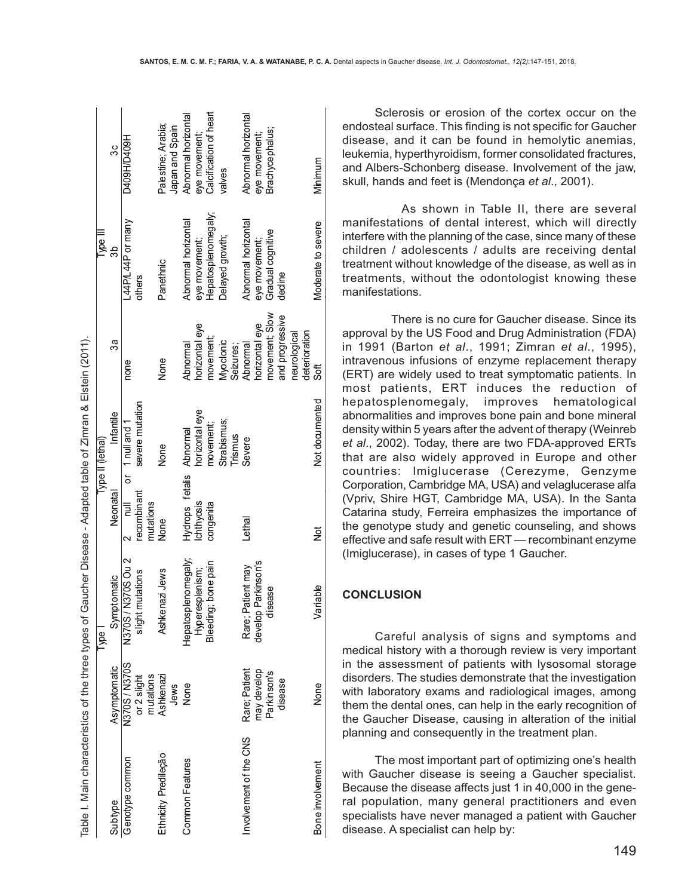Table I. Main characteristics of the three types of Gaucher Disease - Adapted table of Zimran & Elstein (2011).

| Subtype | Type I | | Type II (lethal) | | Type III | | |
|---|---|---|---|---|---|---|---|
| | Asymptomatic | Symptomatic | Neonatal | Infantile | 3a | 3b | 3c |
| Genotype common | N370S / N370S or 2 slight mutations | N370S / N370S Ou 2 slight mutations | 2 null or recombinant mutations | 1 null and 1 severe mutation | none | L44P/L44P or many others | D409H/D409H |
| Ethnicity Predileção | Ashkenazi Jews | Ashkenazi Jews | None | None | None | Panethnic | Palestine; Arabia; Japan and Spain |
| Common Features | None | Hepatosplenomegaly; Hyperesplenism; Bleeding; bone pain | Hydrops fetalis Ichthyosis congenita | Abnormal horizontal eye movement; Strabismus; Trismus | Abnormal horizontal eye movement; Myoclonic Seizures; | Abnormal horizontal eye movement; Hepatosplenomegaly; Delayed growth; | Abnormal horizontal eye movement; Calcification of heart valves |
| Involvement of the CNS | Rare; Patient may develop Parkinson's disease | Rare; Patient may develop Parkinson's disease | Lethal | Severe | Abnormal horizontal eye movement; Slow and progressive neurological deterioration | Abnormal horizontal eye movement; Gradual cognitive decline | Abnormal horizontal eye movement; Brachycephalus; |
| Bone involvement | None | Variable | Not | Not documented | Soft | Moderate to severe | Minimum |

Sclerosis or erosion of the cortex occur on the endosteal surface. This finding is not specific for Gaucher disease, and it can be found in hemolytic anemias, leukemia, hyperthyroidism, former consolidated fractures, and Albers-Schonberg disease. Involvement of the jaw, skull, hands and feet is (Mendonça *et al*., 2001).

As shown in Table II, there are several manifestations of dental interest, which will directly interfere with the planning of the case, since many of these children / adolescents / adults are receiving dental treatment without knowledge of the disease, as well as in treatments, without the odontologist knowing these manifestations.

There is no cure for Gaucher disease. Since its approval by the US Food and Drug Administration (FDA) in 1991 (Barton *et al*., 1991; Zimran *et al*., 1995), intravenous infusions of enzyme replacement therapy (ERT) are widely used to treat symptomatic patients. In most patients, ERT induces the reduction of hepatosplenomegaly, improves hematological abnormalities and improves bone pain and bone mineral density within 5 years after the advent of therapy (Weinreb *et al*., 2002). Today, there are two FDA-approved ERTs that are also widely approved in Europe and other countries: Imiglucerase (Cerezyme, Genzyme Corporation, Cambridge MA, USA) and velaglucerase alfa (Vpriv, Shire HGT, Cambridge MA, USA). In the Santa Catarina study, Ferreira emphasizes the importance of the genotype study and genetic counseling, and shows effective and safe result with ERT — recombinant enzyme (Imiglucerase), in cases of type 1 Gaucher.

## CONCLUSION

Careful analysis of signs and symptoms and medical history with a thorough review is very important in the assessment of patients with lysosomal storage disorders. The studies demonstrate that the investigation with laboratory exams and radiological images, among them the dental ones, can help in the early recognition of the Gaucher Disease, causing in alteration of the initial planning and consequently in the treatment plan.

The most important part of optimizing one's health with Gaucher disease is seeing a Gaucher specialist. Because the disease affects just 1 in 40,000 in the general population, many general practitioners and even specialists have never managed a patient with Gaucher disease. A specialist can help by: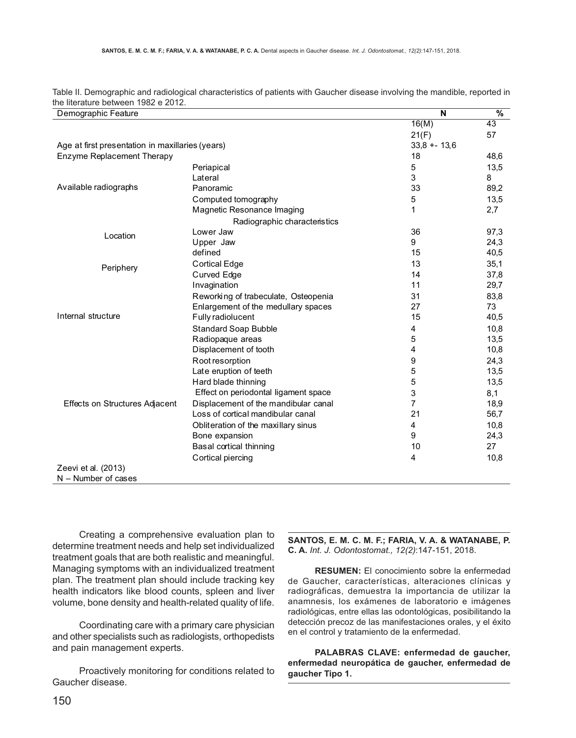Table II. Demographic and radiological characteristics of patients with Gaucher disease involving the mandible, reported in the literature between 1982 e 2012.

| Demographic Feature | | N | % |
|---|---|---|---|
| | | 16(M) | 43 |
| | | 21(F) | 57 |
| Age at first presentation in maxillaries (years) | | 33,8 +- 13,6 | |
| Enzyme Replacement Therapy | | 18 | 48,6 |
| Available radiographs | Periapical | 5 | 13,5 |
| | Lateral | 3 | 8 |
| | Panoramic | 33 | 89,2 |
| | Computed tomography | 5 | 13,5 |
| | Magnetic Resonance Imaging | 1 | 2,7 |
| | Radiographic characteristics | | |
| Location | Lower Jaw | 36 | 97,3 |
| | Upper Jaw | 9 | 24,3 |
| Periphery | defined | 15 | 40,5 |
| | Cortical Edge | 13 | 35,1 |
| | Curved Edge | 14 | 37,8 |
| | Invagination | 11 | 29,7 |
| Internal structure | Reworking of trabeculate, Osteopenia | 31 | 83,8 |
| | Enlargement of the medullary spaces | 27 | 73 |
| | Fully radiolucent | 15 | 40,5 |
| | Standard Soap Bubble | 4 | 10,8 |
| | Radiopaque areas | 5 | 13,5 |
| Effects on Structures Adjacent | Displacement of tooth | 4 | 10,8 |
| | Root resorption | 9 | 24,3 |
| | Late eruption of teeth | 5 | 13,5 |
| | Hard blade thinning | 5 | 13,5 |
| | Effect on periodontal ligament space | 3 | 8,1 |
| | Displacement of the mandibular canal | 7 | 18,9 |
| | Loss of cortical mandibular canal | 21 | 56,7 |
| | Obliteration of the maxillary sinus | 4 | 10,8 |
| | Bone expansion | 9 | 24,3 |
| | Basal cortical thinning | 10 | 27 |
| | Cortical piercing | 4 | 10,8 |

Zeevi et al. (2013)
N – Number of cases

Creating a comprehensive evaluation plan to determine treatment needs and help set individualized treatment goals that are both realistic and meaningful. Managing symptoms with an individualized treatment plan. The treatment plan should include tracking key health indicators like blood counts, spleen and liver volume, bone density and health-related quality of life.

Coordinating care with a primary care physician and other specialists such as radiologists, orthopedists and pain management experts.

Proactively monitoring for conditions related to Gaucher disease.

**SANTOS, E. M. C. M. F.; FARIA, V. A. & WATANABE, P. C. A.** *Int. J. Odontostomat., 12(2)*:147-151, 2018.

**RESUMEN:** El conocimiento sobre la enfermedad de Gaucher, características, alteraciones clínicas y radiográficas, demuestra la importancia de utilizar la anamnesis, los exámenes de laboratorio e imágenes radiológicas, entre ellas las odontológicas, posibilitando la detección precoz de las manifestaciones orales, y el éxito en el control y tratamiento de la enfermedad.

**PALABRAS CLAVE: enfermedad de gaucher, enfermedad neuropática de gaucher, enfermedad de gaucher Tipo 1.**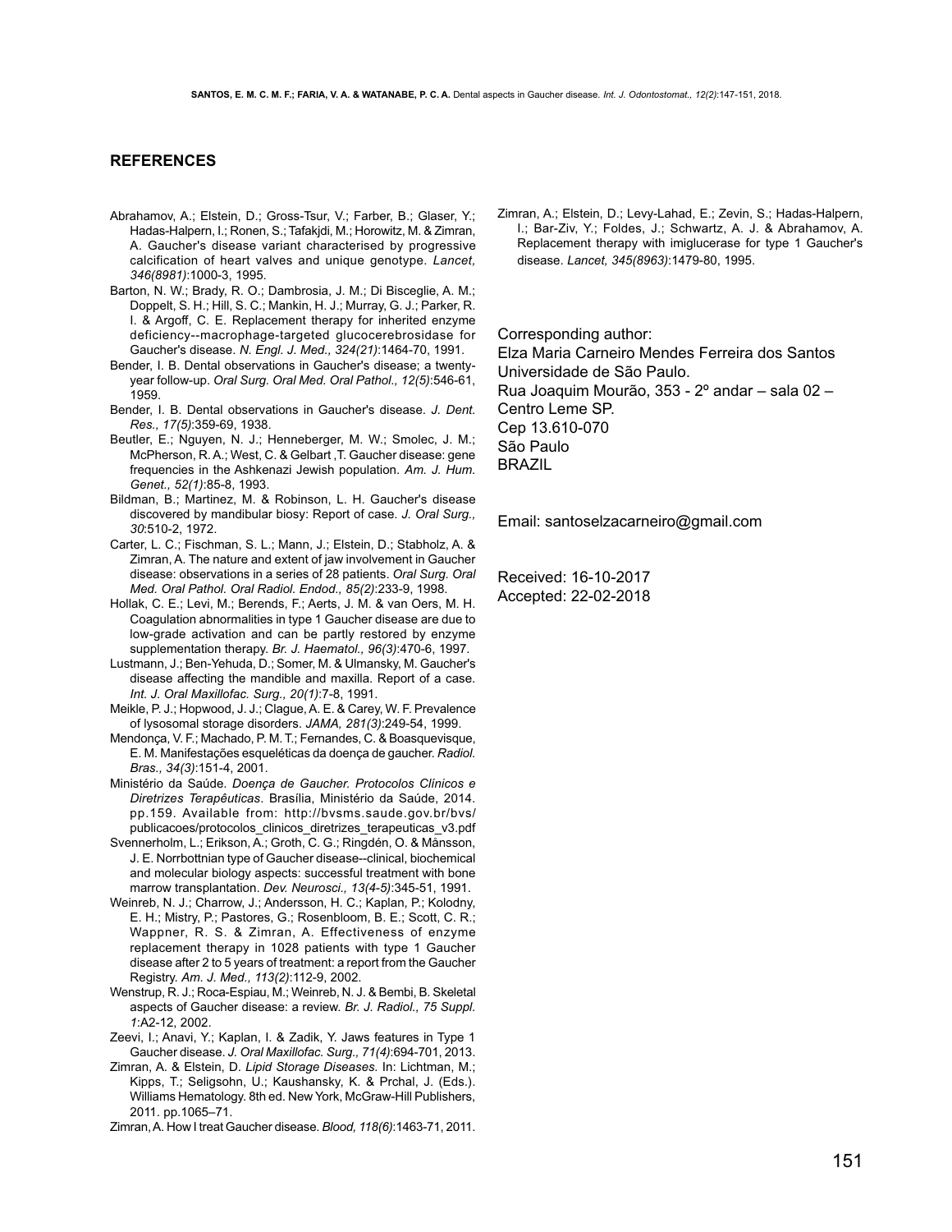## REFERENCES

Abrahamov, A.; Elstein, D.; Gross-Tsur, V.; Farber, B.; Glaser, Y.; Hadas-Halpern, I.; Ronen, S.; Tafakjdi, M.; Horowitz, M. & Zimran, A. Gaucher's disease variant characterised by progressive calcification of heart valves and unique genotype. *Lancet, 346(8981)*:1000-3, 1995.

Barton, N. W.; Brady, R. O.; Dambrosia, J. M.; Di Bisceglie, A. M.; Doppelt, S. H.; Hill, S. C.; Mankin, H. J.; Murray, G. J.; Parker, R. I. & Argoff, C. E. Replacement therapy for inherited enzyme deficiency--macrophage-targeted glucocerebrosidase for Gaucher's disease. *N. Engl. J. Med., 324(21)*:1464-70, 1991.

Bender, I. B. Dental observations in Gaucher's disease; a twenty-year follow-up. *Oral Surg. Oral Med. Oral Pathol., 12(5)*:546-61, 1959.

Bender, I. B. Dental observations in Gaucher's disease. *J. Dent. Res., 17(5)*:359-69, 1938.

Beutler, E.; Nguyen, N. J.; Henneberger, M. W.; Smolec, J. M.; McPherson, R. A.; West, C. & Gelbart ,T. Gaucher disease: gene frequencies in the Ashkenazi Jewish population. *Am. J. Hum. Genet., 52(1)*:85-8, 1993.

Bildman, B.; Martinez, M. & Robinson, L. H. Gaucher's disease discovered by mandibular biosy: Report of case. *J. Oral Surg., 30*:510-2, 1972.

Carter, L. C.; Fischman, S. L.; Mann, J.; Elstein, D.; Stabholz, A. & Zimran, A. The nature and extent of jaw involvement in Gaucher disease: observations in a series of 28 patients. *Oral Surg. Oral Med. Oral Pathol. Oral Radiol. Endod., 85(2)*:233-9, 1998.

Hollak, C. E.; Levi, M.; Berends, F.; Aerts, J. M. & van Oers, M. H. Coagulation abnormalities in type 1 Gaucher disease are due to low-grade activation and can be partly restored by enzyme supplementation therapy. *Br. J. Haematol., 96(3)*:470-6, 1997.

Lustmann, J.; Ben-Yehuda, D.; Somer, M. & Ulmansky, M. Gaucher's disease affecting the mandible and maxilla. Report of a case. *Int. J. Oral Maxillofac. Surg., 20(1)*:7-8, 1991.

Meikle, P. J.; Hopwood, J. J.; Clague, A. E. & Carey, W. F. Prevalence of lysosomal storage disorders. *JAMA, 281(3)*:249-54, 1999.

Mendonça, V. F.; Machado, P. M. T.; Fernandes, C. & Boasquevisque, E. M. Manifestações esqueléticas da doença de gaucher. *Radiol. Bras., 34(3)*:151-4, 2001.

Ministério da Saúde. *Doença de Gaucher. Protocolos Clínicos e Diretrizes Terapêuticas*. Brasília, Ministério da Saúde, 2014. pp.159. Available from: http://bvsms.saude.gov.br/bvs/publicacoes/protocolos_clinicos_diretrizes_terapeuticas_v3.pdf

Svennerholm, L.; Erikson, A.; Groth, C. G.; Ringdén, O. & Månsson, J. E. Norrbottnian type of Gaucher disease--clinical, biochemical and molecular biology aspects: successful treatment with bone marrow transplantation. *Dev. Neurosci., 13(4-5)*:345-51, 1991.

Weinreb, N. J.; Charrow, J.; Andersson, H. C.; Kaplan, P.; Kolodny, E. H.; Mistry, P.; Pastores, G.; Rosenbloom, B. E.; Scott, C. R.; Wappner, R. S. & Zimran, A. Effectiveness of enzyme replacement therapy in 1028 patients with type 1 Gaucher disease after 2 to 5 years of treatment: a report from the Gaucher Registry. *Am. J. Med., 113(2)*:112-9, 2002.

Wenstrup, R. J.; Roca-Espiau, M.; Weinreb, N. J. & Bembi, B. Skeletal aspects of Gaucher disease: a review. *Br. J. Radiol., 75 Suppl. 1*:A2-12, 2002.

Zeevi, I.; Anavi, Y.; Kaplan, I. & Zadik, Y. Jaws features in Type 1 Gaucher disease. *J. Oral Maxillofac. Surg., 71(4)*:694-701, 2013.

Zimran, A. & Elstein, D. *Lipid Storage Diseases.* In: Lichtman, M.; Kipps, T.; Seligsohn, U.; Kaushansky, K. & Prchal, J. (Eds.). Williams Hematology. 8th ed. New York, McGraw-Hill Publishers, 2011. pp.1065–71.

Zimran, A. How I treat Gaucher disease. *Blood, 118(6)*:1463-71, 2011.

Zimran, A.; Elstein, D.; Levy-Lahad, E.; Zevin, S.; Hadas-Halpern, I.; Bar-Ziv, Y.; Foldes, J.; Schwartz, A. J. & Abrahamov, A. Replacement therapy with imiglucerase for type 1 Gaucher's disease. *Lancet, 345(8963)*:1479-80, 1995.

Corresponding author:
Elza Maria Carneiro Mendes Ferreira dos Santos
Universidade de São Paulo.
Rua Joaquim Mourão, 353 - 2º andar – sala 02 –
Centro Leme SP.
Cep 13.610-070
São Paulo
BRAZIL

Email: santoselzacarneiro@gmail.com

Received: 16-10-2017
Accepted: 22-02-2018